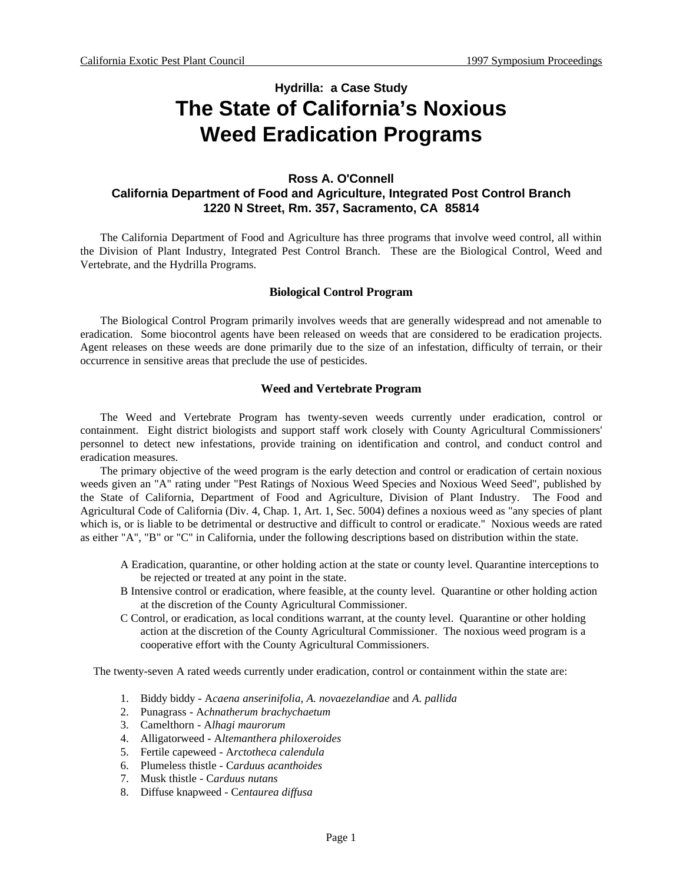### Hydrilla: a Case Study

# The State of California's Noxious Weed Eradication Programs

**Ross A. O'Connell**
**California Department of Food and Agriculture, Integrated Post Control Branch**
**1220 N Street, Rm. 357, Sacramento, CA 85814**

The California Department of Food and Agriculture has three programs that involve weed control, all within the Division of Plant Industry, Integrated Pest Control Branch. These are the Biological Control, Weed and Vertebrate, and the Hydrilla Programs.

## Biological Control Program

The Biological Control Program primarily involves weeds that are generally widespread and not amenable to eradication. Some biocontrol agents have been released on weeds that are considered to be eradication projects. Agent releases on these weeds are done primarily due to the size of an infestation, difficulty of terrain, or their occurrence in sensitive areas that preclude the use of pesticides.

## Weed and Vertebrate Program

The Weed and Vertebrate Program has twenty-seven weeds currently under eradication, control or containment. Eight district biologists and support staff work closely with County Agricultural Commissioners' personnel to detect new infestations, provide training on identification and control, and conduct control and eradication measures.

The primary objective of the weed program is the early detection and control or eradication of certain noxious weeds given an "A" rating under "Pest Ratings of Noxious Weed Species and Noxious Weed Seed", published by the State of California, Department of Food and Agriculture, Division of Plant Industry. The Food and Agricultural Code of California (Div. 4, Chap. 1, Art. 1, Sec. 5004) defines a noxious weed as "any species of plant which is, or is liable to be detrimental or destructive and difficult to control or eradicate." Noxious weeds are rated as either "A", "B" or "C" in California, under the following descriptions based on distribution within the state.

A Eradication, quarantine, or other holding action at the state or county level. Quarantine interceptions to be rejected or treated at any point in the state.

B Intensive control or eradication, where feasible, at the county level. Quarantine or other holding action at the discretion of the County Agricultural Commissioner.

C Control, or eradication, as local conditions warrant, at the county level. Quarantine or other holding action at the discretion of the County Agricultural Commissioner. The noxious weed program is a cooperative effort with the County Agricultural Commissioners.

The twenty-seven A rated weeds currently under eradication, control or containment within the state are:

1. Biddy biddy - A*caena anserinifolia, A. novaezelandiae* and *A. pallida*
2. Punagrass - A*chnatherum brachychaetum*
3. Camelthorn - A*lhagi maurorum*
4. Alligatorweed - A*ltemanthera philoxeroides*
5. Fertile capeweed - A*rctotheca calendula*
6. Plumeless thistle - C*arduus acanthoides*
7. Musk thistle - C*arduus nutans*
8. Diffuse knapweed - C*entaurea diffusa*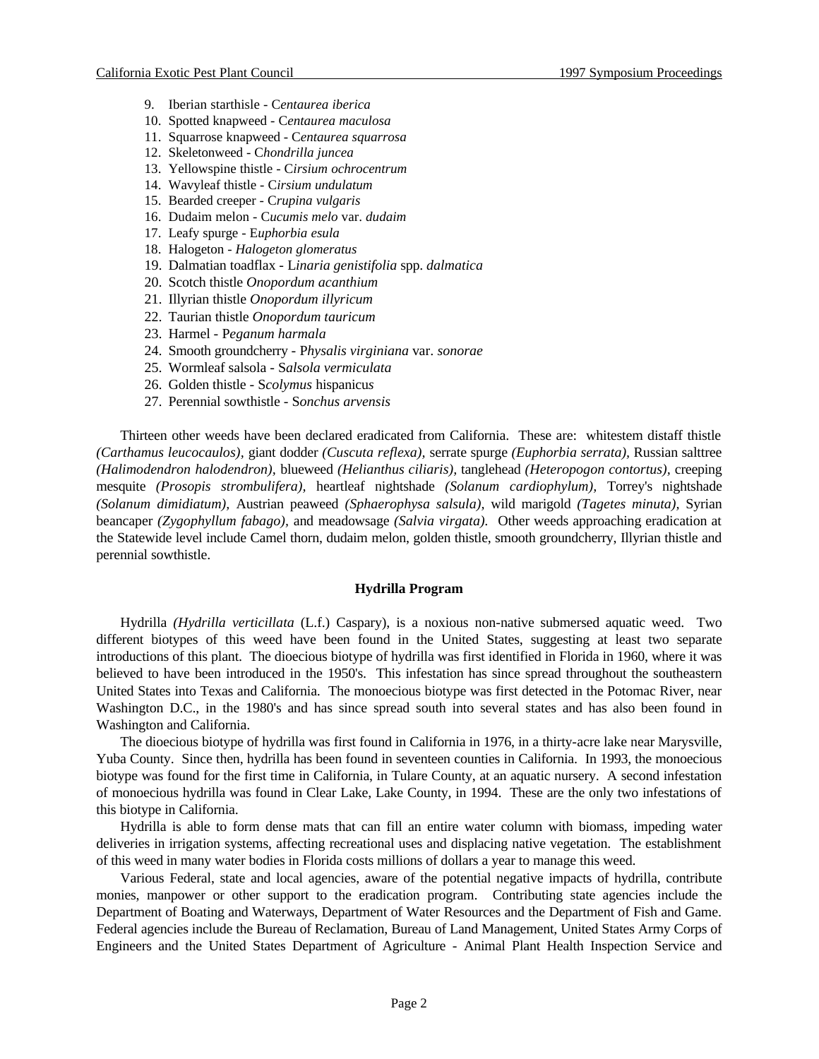9. Iberian starthisle - C*entaurea iberica*
10. Spotted knapweed - C*entaurea maculosa*
11. Squarrose knapweed - C*entaurea squarrosa*
12. Skeletonweed - C*hondrilla juncea*
13. Yellowspine thistle - C*irsium ochrocentrum*
14. Wavyleaf thistle - C*irsium undulatum*
15. Bearded creeper - C*rupina vulgaris*
16. Dudaim melon - C*ucumis melo* var. *dudaim*
17. Leafy spurge - E*uphorbia esula*
18. Halogeton - *Halogeton glomeratus*
19. Dalmatian toadflax - L*inaria genistifolia* spp. *dalmatica*
20. Scotch thistle *Onopordum acanthium*
21. Illyrian thistle *Onopordum illyricum*
22. Taurian thistle *Onopordum tauricum*
23. Harmel - P*eganum harmala*
24. Smooth groundcherry - P*hysalis virginiana* var. *sonorae*
25. Wormleaf salsola - S*alsola vermiculata*
26. Golden thistle - S*colymus* hispanicu*s*
27. Perennial sowthistle - S*onchus arvensis*

Thirteen other weeds have been declared eradicated from California. These are: whitestem distaff thistle *(Carthamus leucocaulos),* giant dodder *(Cuscuta reflexa),* serrate spurge *(Euphorbia serrata),* Russian salttree *(Halimodendron halodendron),* blueweed *(Helianthus ciliaris),* tanglehead *(Heteropogon contortus),* creeping mesquite *(Prosopis strombulifera),* heartleaf nightshade *(Solanum cardiophylum),* Torrey's nightshade *(Solanum dimidiatum),* Austrian peaweed *(Sphaerophysa salsula),* wild marigold *(Tagetes minuta),* Syrian beancaper *(Zygophyllum fabago),* and meadowsage *(Salvia virgata).* Other weeds approaching eradication at the Statewide level include Camel thorn, dudaim melon, golden thistle, smooth groundcherry, Illyrian thistle and perennial sowthistle.

**Hydrilla Program**

Hydrilla *(Hydrilla verticillata* (L.f.) Caspary), is a noxious non-native submersed aquatic weed. Two different biotypes of this weed have been found in the United States, suggesting at least two separate introductions of this plant. The dioecious biotype of hydrilla was first identified in Florida in 1960, where it was believed to have been introduced in the 1950's. This infestation has since spread throughout the southeastern United States into Texas and California. The monoecious biotype was first detected in the Potomac River, near Washington D.C., in the 1980's and has since spread south into several states and has also been found in Washington and California.

The dioecious biotype of hydrilla was first found in California in 1976, in a thirty-acre lake near Marysville, Yuba County. Since then, hydrilla has been found in seventeen counties in California. In 1993, the monoecious biotype was found for the first time in California, in Tulare County, at an aquatic nursery. A second infestation of monoecious hydrilla was found in Clear Lake, Lake County, in 1994. These are the only two infestations of this biotype in California.

Hydrilla is able to form dense mats that can fill an entire water column with biomass, impeding water deliveries in irrigation systems, affecting recreational uses and displacing native vegetation. The establishment of this weed in many water bodies in Florida costs millions of dollars a year to manage this weed.

Various Federal, state and local agencies, aware of the potential negative impacts of hydrilla, contribute monies, manpower or other support to the eradication program. Contributing state agencies include the Department of Boating and Waterways, Department of Water Resources and the Department of Fish and Game. Federal agencies include the Bureau of Reclamation, Bureau of Land Management, United States Army Corps of Engineers and the United States Department of Agriculture - Animal Plant Health Inspection Service and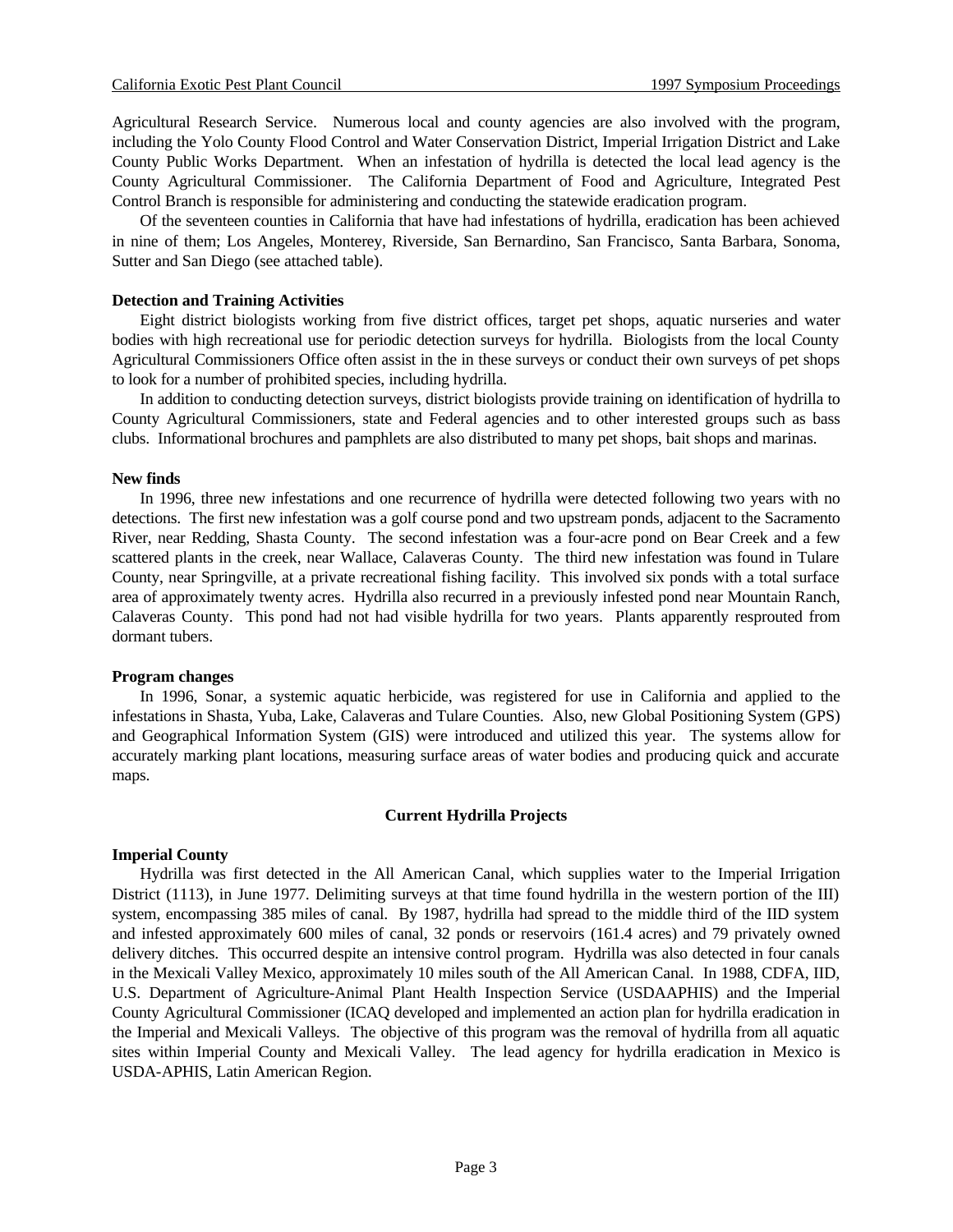Agricultural Research Service. Numerous local and county agencies are also involved with the program, including the Yolo County Flood Control and Water Conservation District, Imperial Irrigation District and Lake County Public Works Department. When an infestation of hydrilla is detected the local lead agency is the County Agricultural Commissioner. The California Department of Food and Agriculture, Integrated Pest Control Branch is responsible for administering and conducting the statewide eradication program.

Of the seventeen counties in California that have had infestations of hydrilla, eradication has been achieved in nine of them; Los Angeles, Monterey, Riverside, San Bernardino, San Francisco, Santa Barbara, Sonoma, Sutter and San Diego (see attached table).

**Detection and Training Activities**

Eight district biologists working from five district offices, target pet shops, aquatic nurseries and water bodies with high recreational use for periodic detection surveys for hydrilla. Biologists from the local County Agricultural Commissioners Office often assist in the in these surveys or conduct their own surveys of pet shops to look for a number of prohibited species, including hydrilla.

In addition to conducting detection surveys, district biologists provide training on identification of hydrilla to County Agricultural Commissioners, state and Federal agencies and to other interested groups such as bass clubs. Informational brochures and pamphlets are also distributed to many pet shops, bait shops and marinas.

**New finds**

In 1996, three new infestations and one recurrence of hydrilla were detected following two years with no detections. The first new infestation was a golf course pond and two upstream ponds, adjacent to the Sacramento River, near Redding, Shasta County. The second infestation was a four-acre pond on Bear Creek and a few scattered plants in the creek, near Wallace, Calaveras County. The third new infestation was found in Tulare County, near Springville, at a private recreational fishing facility. This involved six ponds with a total surface area of approximately twenty acres. Hydrilla also recurred in a previously infested pond near Mountain Ranch, Calaveras County. This pond had not had visible hydrilla for two years. Plants apparently resprouted from dormant tubers.

**Program changes**

In 1996, Sonar, a systemic aquatic herbicide, was registered for use in California and applied to the infestations in Shasta, Yuba, Lake, Calaveras and Tulare Counties. Also, new Global Positioning System (GPS) and Geographical Information System (GIS) were introduced and utilized this year. The systems allow for accurately marking plant locations, measuring surface areas of water bodies and producing quick and accurate maps.

## Current Hydrilla Projects

**Imperial County**

Hydrilla was first detected in the All American Canal, which supplies water to the Imperial Irrigation District (1113), in June 1977. Delimiting surveys at that time found hydrilla in the western portion of the III) system, encompassing 385 miles of canal. By 1987, hydrilla had spread to the middle third of the IID system and infested approximately 600 miles of canal, 32 ponds or reservoirs (161.4 acres) and 79 privately owned delivery ditches. This occurred despite an intensive control program. Hydrilla was also detected in four canals in the Mexicali Valley Mexico, approximately 10 miles south of the All American Canal. In 1988, CDFA, IID, U.S. Department of Agriculture-Animal Plant Health Inspection Service (USDAAPHIS) and the Imperial County Agricultural Commissioner (ICAQ developed and implemented an action plan for hydrilla eradication in the Imperial and Mexicali Valleys. The objective of this program was the removal of hydrilla from all aquatic sites within Imperial County and Mexicali Valley. The lead agency for hydrilla eradication in Mexico is USDA-APHIS, Latin American Region.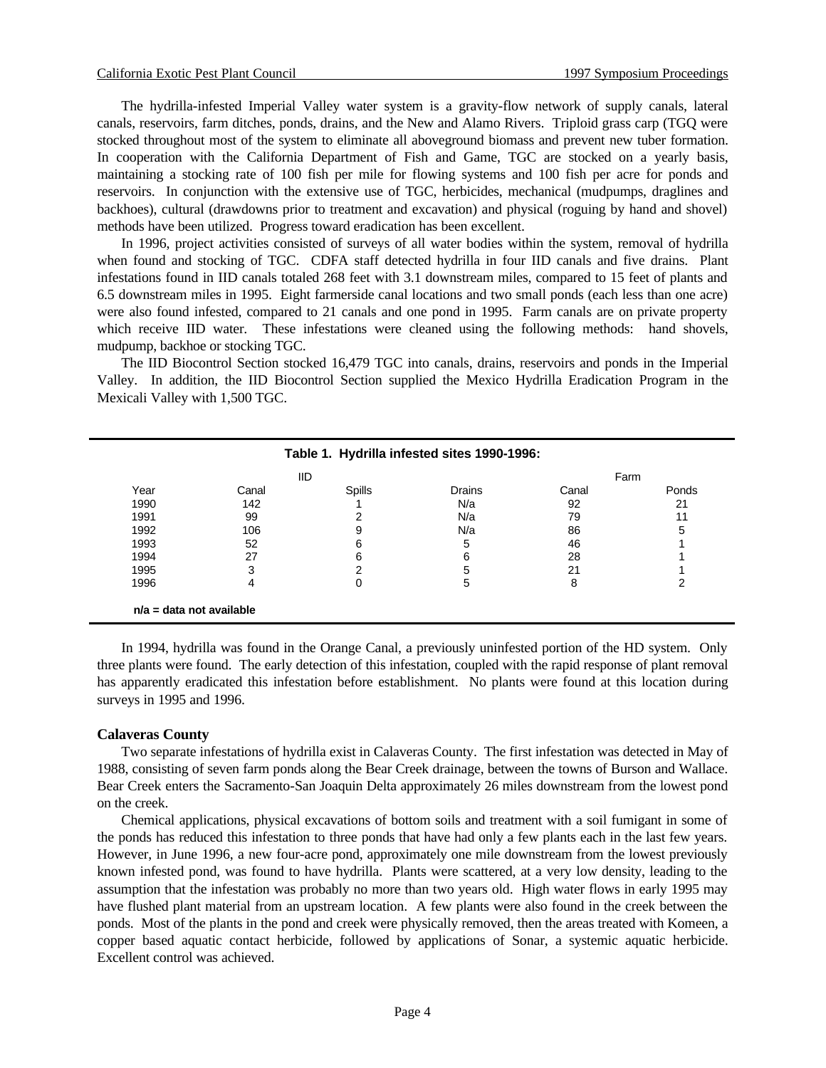The hydrilla-infested Imperial Valley water system is a gravity-flow network of supply canals, lateral canals, reservoirs, farm ditches, ponds, drains, and the New and Alamo Rivers. Triploid grass carp (TGQ were stocked throughout most of the system to eliminate all aboveground biomass and prevent new tuber formation. In cooperation with the California Department of Fish and Game, TGC are stocked on a yearly basis, maintaining a stocking rate of 100 fish per mile for flowing systems and 100 fish per acre for ponds and reservoirs. In conjunction with the extensive use of TGC, herbicides, mechanical (mudpumps, draglines and backhoes), cultural (drawdowns prior to treatment and excavation) and physical (roguing by hand and shovel) methods have been utilized. Progress toward eradication has been excellent.

In 1996, project activities consisted of surveys of all water bodies within the system, removal of hydrilla when found and stocking of TGC. CDFA staff detected hydrilla in four IID canals and five drains. Plant infestations found in IID canals totaled 268 feet with 3.1 downstream miles, compared to 15 feet of plants and 6.5 downstream miles in 1995. Eight farmerside canal locations and two small ponds (each less than one acre) were also found infested, compared to 21 canals and one pond in 1995. Farm canals are on private property which receive IID water. These infestations were cleaned using the following methods: hand shovels, mudpump, backhoe or stocking TGC.

The IID Biocontrol Section stocked 16,479 TGC into canals, drains, reservoirs and ponds in the Imperial Valley. In addition, the IID Biocontrol Section supplied the Mexico Hydrilla Eradication Program in the Mexicali Valley with 1,500 TGC.

**Table 1. Hydrilla infested sites 1990-1996:**

| | IID | | | Farm | |
|---|---|---|---|---|---|
| Year | Canal | Spills | Drains | Canal | Ponds |
| 1990 | 142 | 1 | N/a | 92 | 21 |
| 1991 | 99 | 2 | N/a | 79 | 11 |
| 1992 | 106 | 9 | N/a | 86 | 5 |
| 1993 | 52 | 6 | 5 | 46 | 1 |
| 1994 | 27 | 6 | 6 | 28 | 1 |
| 1995 | 3 | 2 | 5 | 21 | 1 |
| 1996 | 4 | 0 | 5 | 8 | 2 |

**n/a = data not available**

In 1994, hydrilla was found in the Orange Canal, a previously uninfested portion of the HD system. Only three plants were found. The early detection of this infestation, coupled with the rapid response of plant removal has apparently eradicated this infestation before establishment. No plants were found at this location during surveys in 1995 and 1996.

**Calaveras County**

Two separate infestations of hydrilla exist in Calaveras County. The first infestation was detected in May of 1988, consisting of seven farm ponds along the Bear Creek drainage, between the towns of Burson and Wallace. Bear Creek enters the Sacramento-San Joaquin Delta approximately 26 miles downstream from the lowest pond on the creek.

Chemical applications, physical excavations of bottom soils and treatment with a soil fumigant in some of the ponds has reduced this infestation to three ponds that have had only a few plants each in the last few years. However, in June 1996, a new four-acre pond, approximately one mile downstream from the lowest previously known infested pond, was found to have hydrilla. Plants were scattered, at a very low density, leading to the assumption that the infestation was probably no more than two years old. High water flows in early 1995 may have flushed plant material from an upstream location. A few plants were also found in the creek between the ponds. Most of the plants in the pond and creek were physically removed, then the areas treated with Komeen, a copper based aquatic contact herbicide, followed by applications of Sonar, a systemic aquatic herbicide. Excellent control was achieved.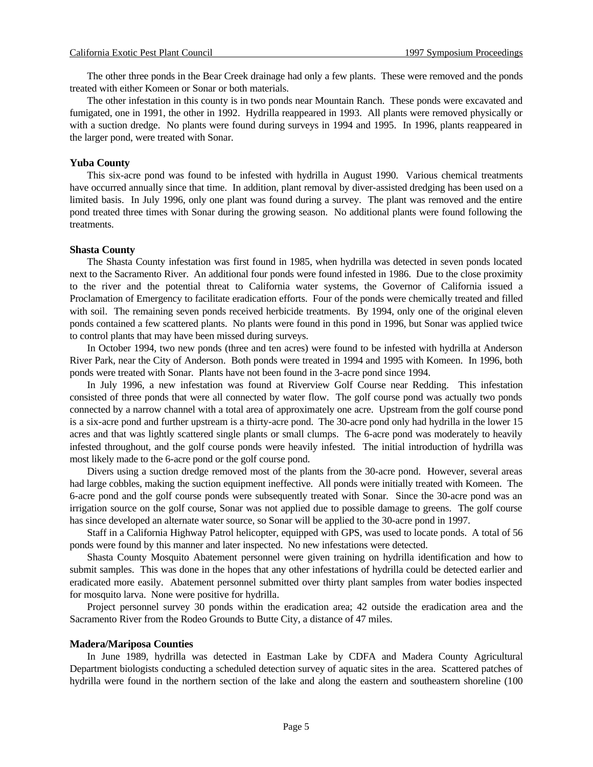The other three ponds in the Bear Creek drainage had only a few plants. These were removed and the ponds treated with either Komeen or Sonar or both materials.

The other infestation in this county is in two ponds near Mountain Ranch. These ponds were excavated and fumigated, one in 1991, the other in 1992. Hydrilla reappeared in 1993. All plants were removed physically or with a suction dredge. No plants were found during surveys in 1994 and 1995. In 1996, plants reappeared in the larger pond, were treated with Sonar.

### Yuba County

This six-acre pond was found to be infested with hydrilla in August 1990. Various chemical treatments have occurred annually since that time. In addition, plant removal by diver-assisted dredging has been used on a limited basis. In July 1996, only one plant was found during a survey. The plant was removed and the entire pond treated three times with Sonar during the growing season. No additional plants were found following the treatments.

### Shasta County

The Shasta County infestation was first found in 1985, when hydrilla was detected in seven ponds located next to the Sacramento River. An additional four ponds were found infested in 1986. Due to the close proximity to the river and the potential threat to California water systems, the Governor of California issued a Proclamation of Emergency to facilitate eradication efforts. Four of the ponds were chemically treated and filled with soil. The remaining seven ponds received herbicide treatments. By 1994, only one of the original eleven ponds contained a few scattered plants. No plants were found in this pond in 1996, but Sonar was applied twice to control plants that may have been missed during surveys.

In October 1994, two new ponds (three and ten acres) were found to be infested with hydrilla at Anderson River Park, near the City of Anderson. Both ponds were treated in 1994 and 1995 with Komeen. In 1996, both ponds were treated with Sonar. Plants have not been found in the 3-acre pond since 1994.

In July 1996, a new infestation was found at Riverview Golf Course near Redding. This infestation consisted of three ponds that were all connected by water flow. The golf course pond was actually two ponds connected by a narrow channel with a total area of approximately one acre. Upstream from the golf course pond is a six-acre pond and further upstream is a thirty-acre pond. The 30-acre pond only had hydrilla in the lower 15 acres and that was lightly scattered single plants or small clumps. The 6-acre pond was moderately to heavily infested throughout, and the golf course ponds were heavily infested. The initial introduction of hydrilla was most likely made to the 6-acre pond or the golf course pond.

Divers using a suction dredge removed most of the plants from the 30-acre pond. However, several areas had large cobbles, making the suction equipment ineffective. All ponds were initially treated with Komeen. The 6-acre pond and the golf course ponds were subsequently treated with Sonar. Since the 30-acre pond was an irrigation source on the golf course, Sonar was not applied due to possible damage to greens. The golf course has since developed an alternate water source, so Sonar will be applied to the 30-acre pond in 1997.

Staff in a California Highway Patrol helicopter, equipped with GPS, was used to locate ponds. A total of 56 ponds were found by this manner and later inspected. No new infestations were detected.

Shasta County Mosquito Abatement personnel were given training on hydrilla identification and how to submit samples. This was done in the hopes that any other infestations of hydrilla could be detected earlier and eradicated more easily. Abatement personnel submitted over thirty plant samples from water bodies inspected for mosquito larva. None were positive for hydrilla.

Project personnel survey 30 ponds within the eradication area; 42 outside the eradication area and the Sacramento River from the Rodeo Grounds to Butte City, a distance of 47 miles.

### Madera/Mariposa Counties

In June 1989, hydrilla was detected in Eastman Lake by CDFA and Madera County Agricultural Department biologists conducting a scheduled detection survey of aquatic sites in the area. Scattered patches of hydrilla were found in the northern section of the lake and along the eastern and southeastern shoreline (100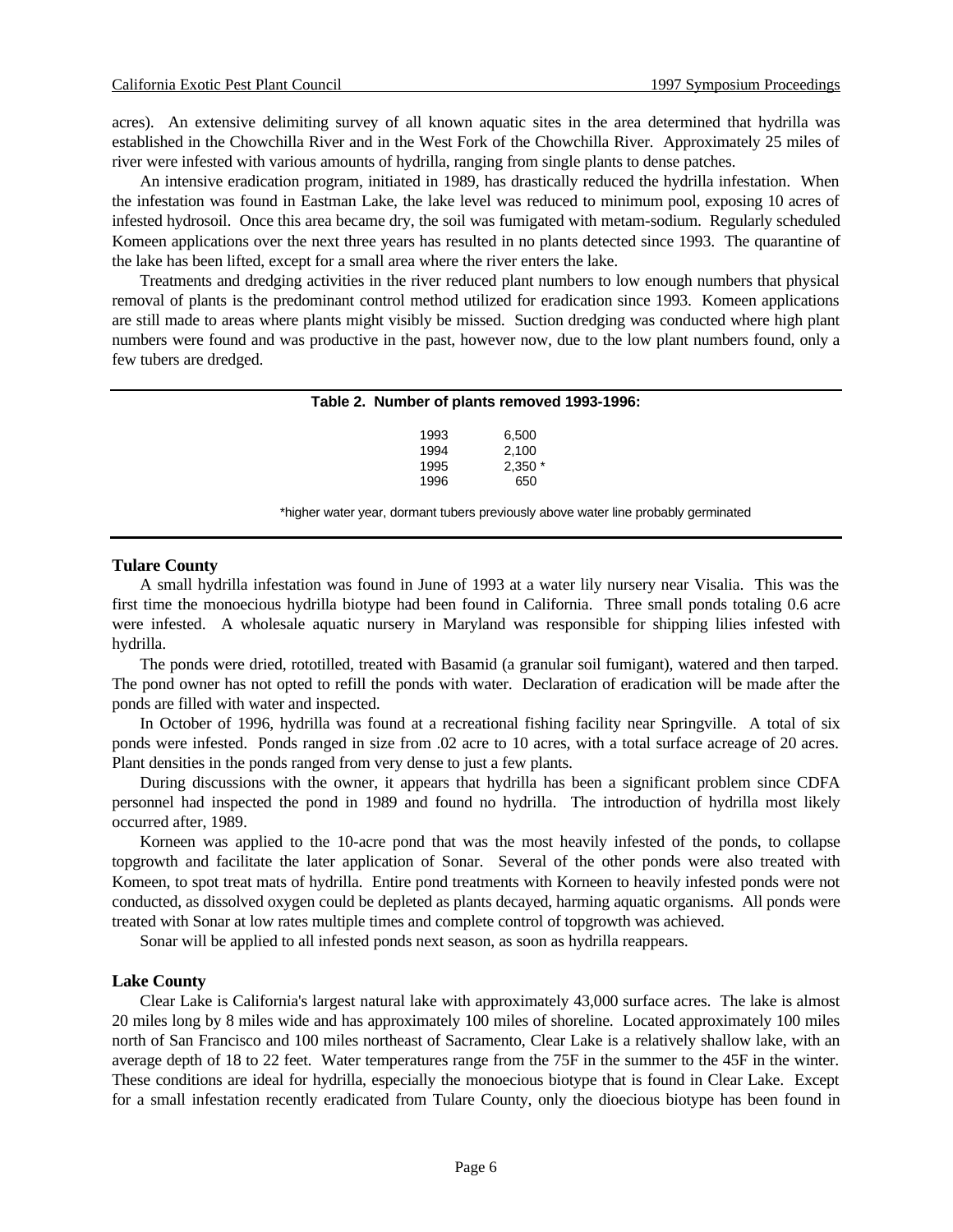acres). An extensive delimiting survey of all known aquatic sites in the area determined that hydrilla was established in the Chowchilla River and in the West Fork of the Chowchilla River. Approximately 25 miles of river were infested with various amounts of hydrilla, ranging from single plants to dense patches.

An intensive eradication program, initiated in 1989, has drastically reduced the hydrilla infestation. When the infestation was found in Eastman Lake, the lake level was reduced to minimum pool, exposing 10 acres of infested hydrosoil. Once this area became dry, the soil was fumigated with metam-sodium. Regularly scheduled Komeen applications over the next three years has resulted in no plants detected since 1993. The quarantine of the lake has been lifted, except for a small area where the river enters the lake.

Treatments and dredging activities in the river reduced plant numbers to low enough numbers that physical removal of plants is the predominant control method utilized for eradication since 1993. Komeen applications are still made to areas where plants might visibly be missed. Suction dredging was conducted where high plant numbers were found and was productive in the past, however now, due to the low plant numbers found, only a few tubers are dredged.

**Table 2. Number of plants removed 1993-1996:**

| Year | Plants |
|---|---|
| 1993 | 6,500 |
| 1994 | 2,100 |
| 1995 | 2,350 * |
| 1996 | 650 |

*higher water year, dormant tubers previously above water line probably germinated

### Tulare County

A small hydrilla infestation was found in June of 1993 at a water lily nursery near Visalia. This was the first time the monoecious hydrilla biotype had been found in California. Three small ponds totaling 0.6 acre were infested. A wholesale aquatic nursery in Maryland was responsible for shipping lilies infested with hydrilla.

The ponds were dried, rototilled, treated with Basamid (a granular soil fumigant), watered and then tarped. The pond owner has not opted to refill the ponds with water. Declaration of eradication will be made after the ponds are filled with water and inspected.

In October of 1996, hydrilla was found at a recreational fishing facility near Springville. A total of six ponds were infested. Ponds ranged in size from .02 acre to 10 acres, with a total surface acreage of 20 acres. Plant densities in the ponds ranged from very dense to just a few plants.

During discussions with the owner, it appears that hydrilla has been a significant problem since CDFA personnel had inspected the pond in 1989 and found no hydrilla. The introduction of hydrilla most likely occurred after, 1989.

Korneen was applied to the 10-acre pond that was the most heavily infested of the ponds, to collapse topgrowth and facilitate the later application of Sonar. Several of the other ponds were also treated with Komeen, to spot treat mats of hydrilla. Entire pond treatments with Korneen to heavily infested ponds were not conducted, as dissolved oxygen could be depleted as plants decayed, harming aquatic organisms. All ponds were treated with Sonar at low rates multiple times and complete control of topgrowth was achieved.

Sonar will be applied to all infested ponds next season, as soon as hydrilla reappears.

### Lake County

Clear Lake is California's largest natural lake with approximately 43,000 surface acres. The lake is almost 20 miles long by 8 miles wide and has approximately 100 miles of shoreline. Located approximately 100 miles north of San Francisco and 100 miles northeast of Sacramento, Clear Lake is a relatively shallow lake, with an average depth of 18 to 22 feet. Water temperatures range from the 75F in the summer to the 45F in the winter. These conditions are ideal for hydrilla, especially the monoecious biotype that is found in Clear Lake. Except for a small infestation recently eradicated from Tulare County, only the dioecious biotype has been found in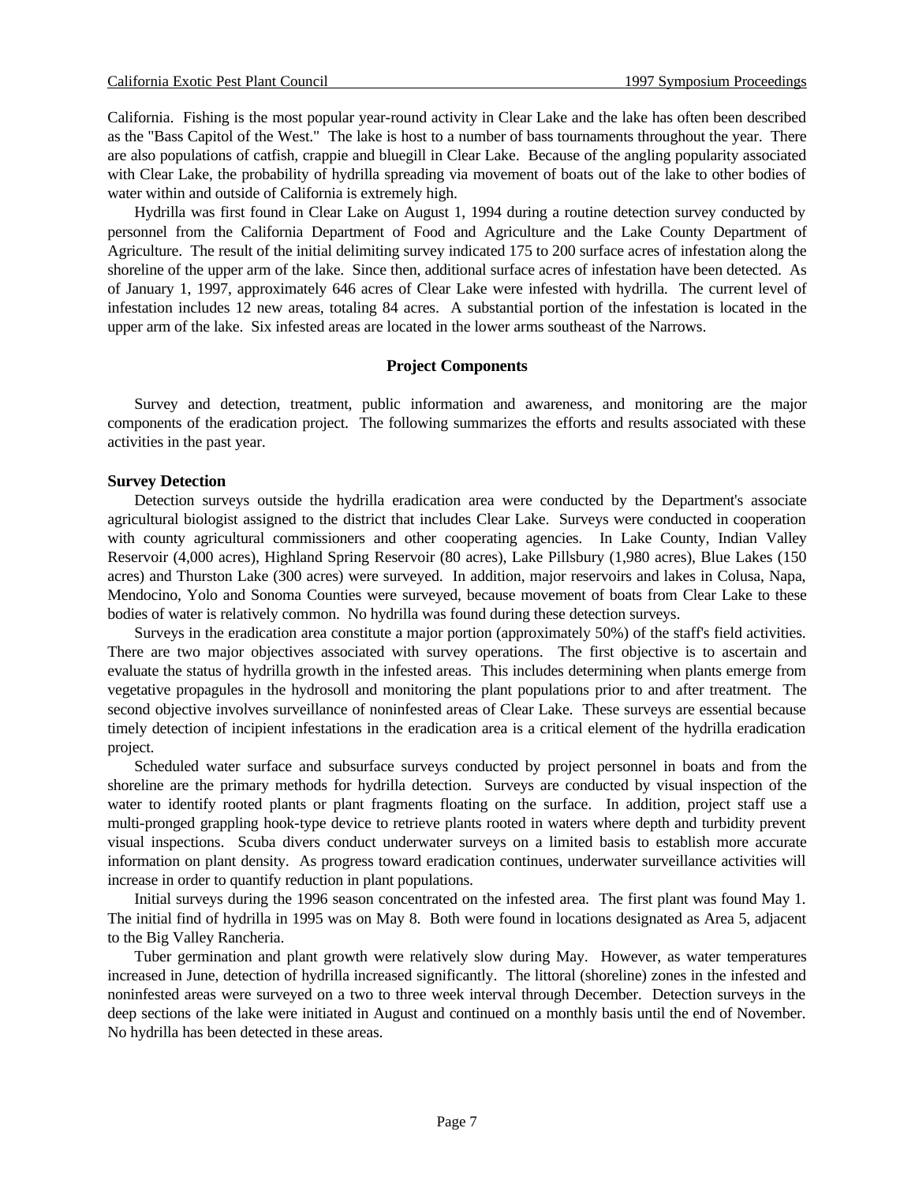California. Fishing is the most popular year-round activity in Clear Lake and the lake has often been described as the "Bass Capitol of the West." The lake is host to a number of bass tournaments throughout the year. There are also populations of catfish, crappie and bluegill in Clear Lake. Because of the angling popularity associated with Clear Lake, the probability of hydrilla spreading via movement of boats out of the lake to other bodies of water within and outside of California is extremely high.

Hydrilla was first found in Clear Lake on August 1, 1994 during a routine detection survey conducted by personnel from the California Department of Food and Agriculture and the Lake County Department of Agriculture. The result of the initial delimiting survey indicated 175 to 200 surface acres of infestation along the shoreline of the upper arm of the lake. Since then, additional surface acres of infestation have been detected. As of January 1, 1997, approximately 646 acres of Clear Lake were infested with hydrilla. The current level of infestation includes 12 new areas, totaling 84 acres. A substantial portion of the infestation is located in the upper arm of the lake. Six infested areas are located in the lower arms southeast of the Narrows.

## Project Components

Survey and detection, treatment, public information and awareness, and monitoring are the major components of the eradication project. The following summarizes the efforts and results associated with these activities in the past year.

### Survey Detection

Detection surveys outside the hydrilla eradication area were conducted by the Department's associate agricultural biologist assigned to the district that includes Clear Lake. Surveys were conducted in cooperation with county agricultural commissioners and other cooperating agencies. In Lake County, Indian Valley Reservoir (4,000 acres), Highland Spring Reservoir (80 acres), Lake Pillsbury (1,980 acres), Blue Lakes (150 acres) and Thurston Lake (300 acres) were surveyed. In addition, major reservoirs and lakes in Colusa, Napa, Mendocino, Yolo and Sonoma Counties were surveyed, because movement of boats from Clear Lake to these bodies of water is relatively common. No hydrilla was found during these detection surveys.

Surveys in the eradication area constitute a major portion (approximately 50%) of the staff's field activities. There are two major objectives associated with survey operations. The first objective is to ascertain and evaluate the status of hydrilla growth in the infested areas. This includes determining when plants emerge from vegetative propagules in the hydrosoll and monitoring the plant populations prior to and after treatment. The second objective involves surveillance of noninfested areas of Clear Lake. These surveys are essential because timely detection of incipient infestations in the eradication area is a critical element of the hydrilla eradication project.

Scheduled water surface and subsurface surveys conducted by project personnel in boats and from the shoreline are the primary methods for hydrilla detection. Surveys are conducted by visual inspection of the water to identify rooted plants or plant fragments floating on the surface. In addition, project staff use a multi-pronged grappling hook-type device to retrieve plants rooted in waters where depth and turbidity prevent visual inspections. Scuba divers conduct underwater surveys on a limited basis to establish more accurate information on plant density. As progress toward eradication continues, underwater surveillance activities will increase in order to quantify reduction in plant populations.

Initial surveys during the 1996 season concentrated on the infested area. The first plant was found May 1. The initial find of hydrilla in 1995 was on May 8. Both were found in locations designated as Area 5, adjacent to the Big Valley Rancheria.

Tuber germination and plant growth were relatively slow during May. However, as water temperatures increased in June, detection of hydrilla increased significantly. The littoral (shoreline) zones in the infested and noninfested areas were surveyed on a two to three week interval through December. Detection surveys in the deep sections of the lake were initiated in August and continued on a monthly basis until the end of November. No hydrilla has been detected in these areas.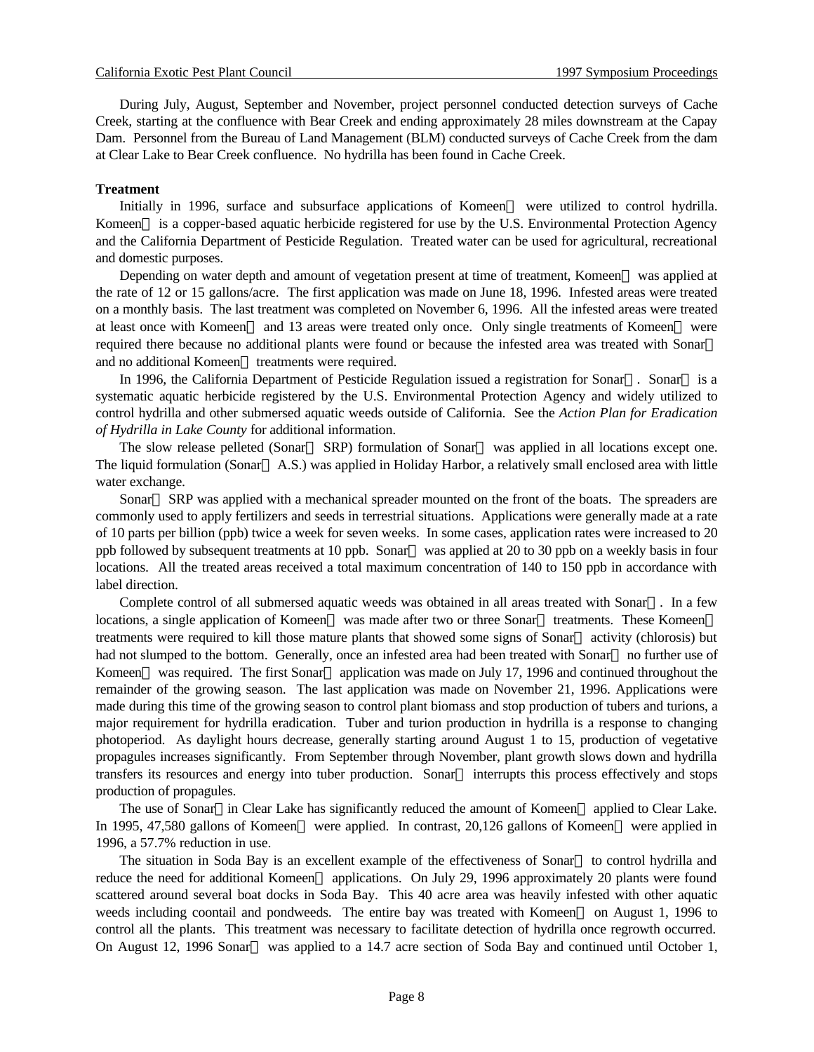During July, August, September and November, project personnel conducted detection surveys of Cache Creek, starting at the confluence with Bear Creek and ending approximately 28 miles downstream at the Capay Dam. Personnel from the Bureau of Land Management (BLM) conducted surveys of Cache Creek from the dam at Clear Lake to Bear Creek confluence. No hydrilla has been found in Cache Creek.

**Treatment**

Initially in 1996, surface and subsurface applications of Komeen® were utilized to control hydrilla. Komeen® is a copper-based aquatic herbicide registered for use by the U.S. Environmental Protection Agency and the California Department of Pesticide Regulation. Treated water can be used for agricultural, recreational and domestic purposes.

Depending on water depth and amount of vegetation present at time of treatment, Komeen® was applied at the rate of 12 or 15 gallons/acre. The first application was made on June 18, 1996. Infested areas were treated on a monthly basis. The last treatment was completed on November 6, 1996. All the infested areas were treated at least once with Komeen® and 13 areas were treated only once. Only single treatments of Komeen® were required there because no additional plants were found or because the infested area was treated with Sonar® and no additional Komeen® treatments were required.

In 1996, the California Department of Pesticide Regulation issued a registration for Sonar®. Sonar® is a systematic aquatic herbicide registered by the U.S. Environmental Protection Agency and widely utilized to control hydrilla and other submersed aquatic weeds outside of California. See the *Action Plan for Eradication of Hydrilla in Lake County* for additional information.

The slow release pelleted (Sonar® SRP) formulation of Sonar® was applied in all locations except one. The liquid formulation (Sonar® A.S.) was applied in Holiday Harbor, a relatively small enclosed area with little water exchange.

Sonar® SRP was applied with a mechanical spreader mounted on the front of the boats. The spreaders are commonly used to apply fertilizers and seeds in terrestrial situations. Applications were generally made at a rate of 10 parts per billion (ppb) twice a week for seven weeks. In some cases, application rates were increased to 20 ppb followed by subsequent treatments at 10 ppb. Sonar® was applied at 20 to 30 ppb on a weekly basis in four locations. All the treated areas received a total maximum concentration of 140 to 150 ppb in accordance with label direction.

Complete control of all submersed aquatic weeds was obtained in all areas treated with Sonar®. In a few locations, a single application of Komeen® was made after two or three Sonar® treatments. These Komeen® treatments were required to kill those mature plants that showed some signs of Sonar® activity (chlorosis) but had not slumped to the bottom. Generally, once an infested area had been treated with Sonar® no further use of Komeen® was required. The first Sonar® application was made on July 17, 1996 and continued throughout the remainder of the growing season. The last application was made on November 21, 1996. Applications were made during this time of the growing season to control plant biomass and stop production of tubers and turions, a major requirement for hydrilla eradication. Tuber and turion production in hydrilla is a response to changing photoperiod. As daylight hours decrease, generally starting around August 1 to 15, production of vegetative propagules increases significantly. From September through November, plant growth slows down and hydrilla transfers its resources and energy into tuber production. Sonar® interrupts this process effectively and stops production of propagules.

The use of Sonar® in Clear Lake has significantly reduced the amount of Komeen® applied to Clear Lake. In 1995, 47,580 gallons of Komeen® were applied. In contrast, 20,126 gallons of Komeen® were applied in 1996, a 57.7% reduction in use.

The situation in Soda Bay is an excellent example of the effectiveness of Sonar® to control hydrilla and reduce the need for additional Komeen® applications. On July 29, 1996 approximately 20 plants were found scattered around several boat docks in Soda Bay. This 40 acre area was heavily infested with other aquatic weeds including coontail and pondweeds. The entire bay was treated with Komeen® on August 1, 1996 to control all the plants. This treatment was necessary to facilitate detection of hydrilla once regrowth occurred. On August 12, 1996 Sonar® was applied to a 14.7 acre section of Soda Bay and continued until October 1,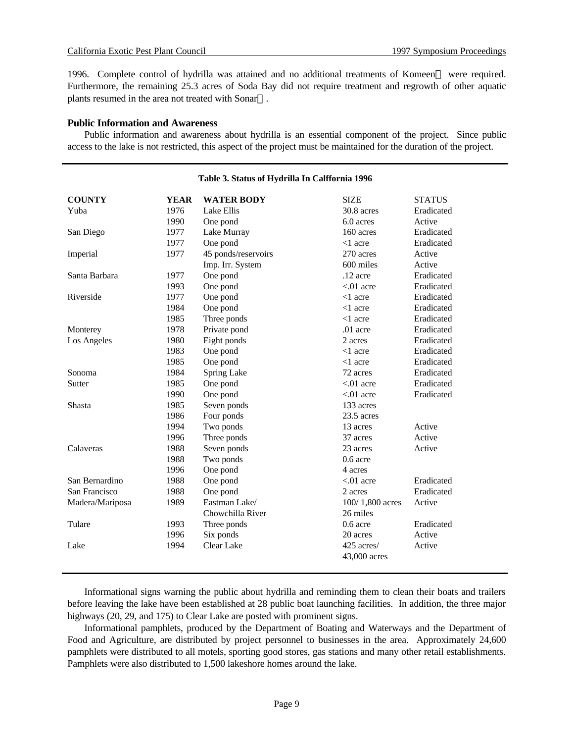1996. Complete control of hydrilla was attained and no additional treatments of Komeen were required. Furthermore, the remaining 25.3 acres of Soda Bay did not require treatment and regrowth of other aquatic plants resumed in the area not treated with Sonar.

### Public Information and Awareness

Public information and awareness about hydrilla is an essential component of the project. Since public access to the lake is not restricted, this aspect of the project must be maintained for the duration of the project.

**Table 3. Status of Hydrilla In Callfornia 1996**

| COUNTY | YEAR | WATER BODY | SIZE | STATUS |
|---|---|---|---|---|
| Yuba | 1976 | Lake Ellis | 30.8 acres | Eradicated |
| | 1990 | One pond | 6.0 acres | Active |
| San Diego | 1977 | Lake Murray | 160 acres | Eradicated |
| | 1977 | One pond | <1 acre | Eradicated |
| Imperial | 1977 | 45 ponds/reservoirs | 270 acres | Active |
| | | Imp. Irr. System | 600 miles | Active |
| Santa Barbara | 1977 | One pond | .12 acre | Eradicated |
| | 1993 | One pond | <.01 acre | Eradicated |
| Riverside | 1977 | One pond | <1 acre | Eradicated |
| | 1984 | One pond | <1 acre | Eradicated |
| | 1985 | Three ponds | <1 acre | Eradicated |
| Monterey | 1978 | Private pond | .01 acre | Eradicated |
| Los Angeles | 1980 | Eight ponds | 2 acres | Eradicated |
| | 1983 | One pond | <1 acre | Eradicated |
| | 1985 | One pond | <1 acre | Eradicated |
| Sonoma | 1984 | Spring Lake | 72 acres | Eradicated |
| Sutter | 1985 | One pond | <.01 acre | Eradicated |
| | 1990 | One pond | <.01 acre | Eradicated |
| Shasta | 1985 | Seven ponds | 133 acres | |
| | 1986 | Four ponds | 23.5 acres | |
| | 1994 | Two ponds | 13 acres | Active |
| | 1996 | Three ponds | 37 acres | Active |
| Calaveras | 1988 | Seven ponds | 23 acres | Active |
| | 1988 | Two ponds | 0.6 acre | |
| | 1996 | One pond | 4 acres | |
| San Bernardino | 1988 | One pond | <.01 acre | Eradicated |
| San Francisco | 1988 | One pond | 2 acres | Eradicated |
| Madera/Mariposa | 1989 | Eastman Lake/ Chowchilla River | 100/ 1,800 acres 26 miles | Active |
| Tulare | 1993 | Three ponds | 0.6 acre | Eradicated |
| | 1996 | Six ponds | 20 acres | Active |
| Lake | 1994 | Clear Lake | 425 acres/ 43,000 acres | Active |

Informational signs warning the public about hydrilla and reminding them to clean their boats and trailers before leaving the lake have been established at 28 public boat launching facilities. In addition, the three major highways (20, 29, and 175) to Clear Lake are posted with prominent signs.

Informational pamphlets, produced by the Department of Boating and Waterways and the Department of Food and Agriculture, are distributed by project personnel to businesses in the area. Approximately 24,600 pamphlets were distributed to all motels, sporting good stores, gas stations and many other retail establishments. Pamphlets were also distributed to 1,500 lakeshore homes around the lake.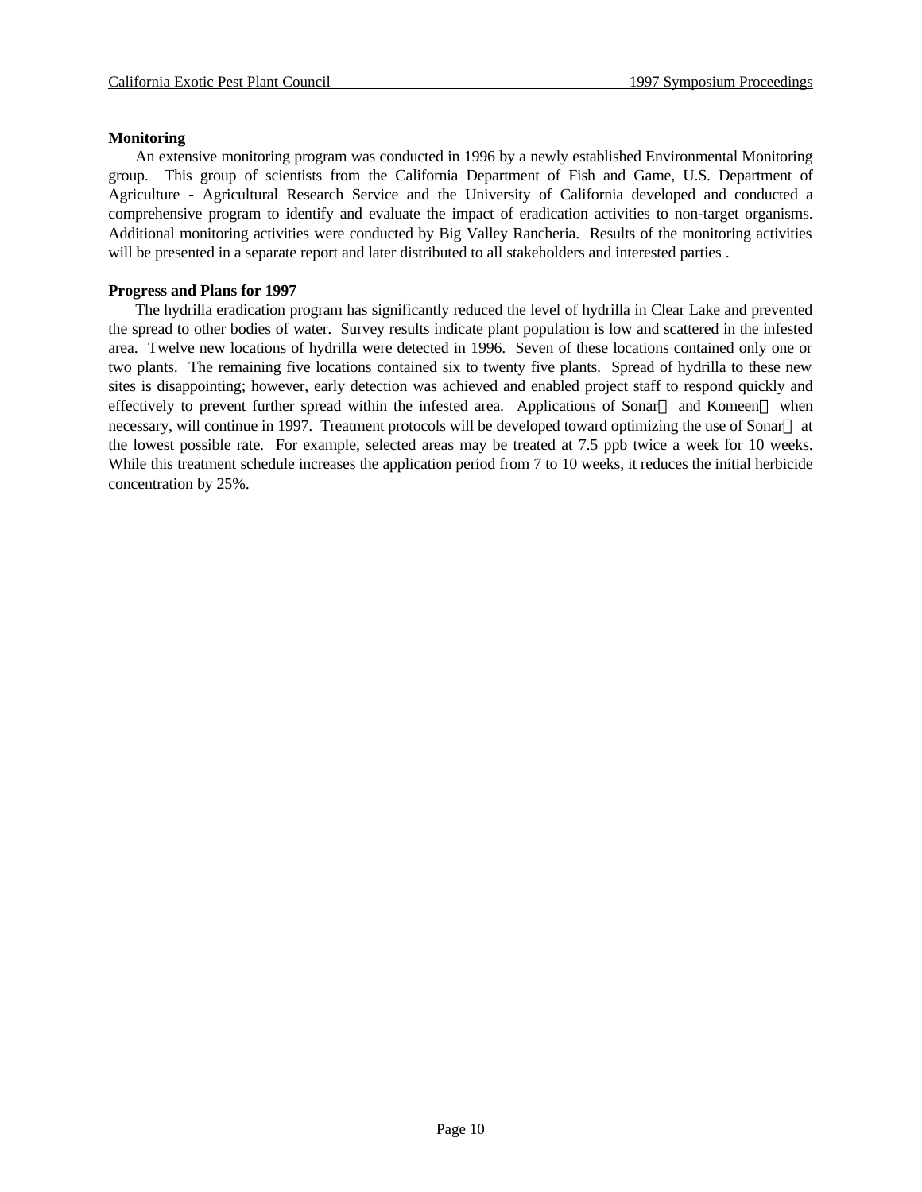**Monitoring**

An extensive monitoring program was conducted in 1996 by a newly established Environmental Monitoring group. This group of scientists from the California Department of Fish and Game, U.S. Department of Agriculture - Agricultural Research Service and the University of California developed and conducted a comprehensive program to identify and evaluate the impact of eradication activities to non-target organisms. Additional monitoring activities were conducted by Big Valley Rancheria. Results of the monitoring activities will be presented in a separate report and later distributed to all stakeholders and interested parties .

**Progress and Plans for 1997**

The hydrilla eradication program has significantly reduced the level of hydrilla in Clear Lake and prevented the spread to other bodies of water. Survey results indicate plant population is low and scattered in the infested area. Twelve new locations of hydrilla were detected in 1996. Seven of these locations contained only one or two plants. The remaining five locations contained six to twenty five plants. Spread of hydrilla to these new sites is disappointing; however, early detection was achieved and enabled project staff to respond quickly and effectively to prevent further spread within the infested area. Applications of Sonar and Komeen when necessary, will continue in 1997. Treatment protocols will be developed toward optimizing the use of Sonar at the lowest possible rate. For example, selected areas may be treated at 7.5 ppb twice a week for 10 weeks. While this treatment schedule increases the application period from 7 to 10 weeks, it reduces the initial herbicide concentration by 25%.